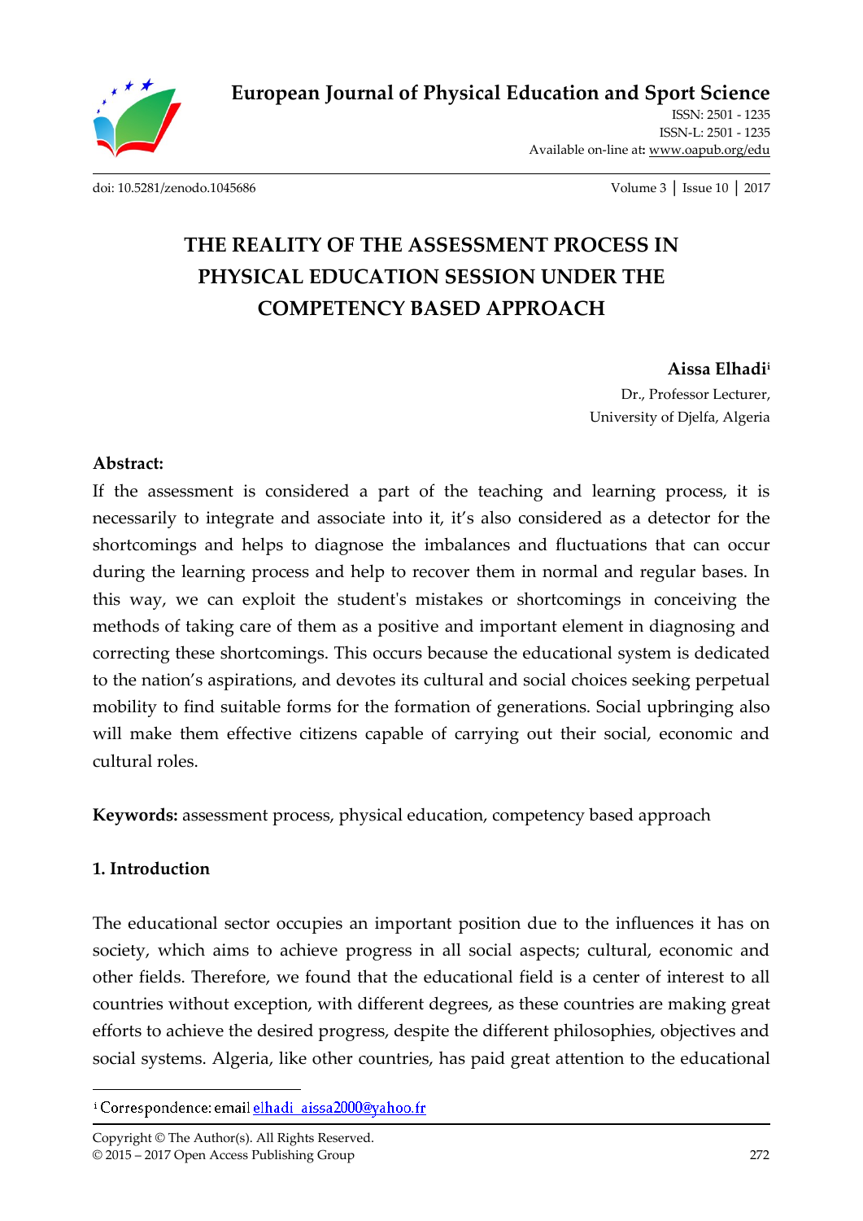# THE REALITY OF THE ASSESSMENT PROCESS IN PHYSICAL EDUCATION SESSION UNDER THE COMPETENCY BASED APPROACH

**Aissa Elhadi**[i]

Dr., Professor Lecturer,
University of Djelfa, Algeria

**Abstract:**

If the assessment is considered a part of the teaching and learning process, it is necessarily to integrate and associate into it, it's also considered as a detector for the shortcomings and helps to diagnose the imbalances and fluctuations that can occur during the learning process and help to recover them in normal and regular bases. In this way, we can exploit the student's mistakes or shortcomings in conceiving the methods of taking care of them as a positive and important element in diagnosing and correcting these shortcomings. This occurs because the educational system is dedicated to the nation's aspirations, and devotes its cultural and social choices seeking perpetual mobility to find suitable forms for the formation of generations. Social upbringing also will make them effective citizens capable of carrying out their social, economic and cultural roles.

**Keywords:** assessment process, physical education, competency based approach

## 1. Introduction

The educational sector occupies an important position due to the influences it has on society, which aims to achieve progress in all social aspects; cultural, economic and other fields. Therefore, we found that the educational field is a center of interest to all countries without exception, with different degrees, as these countries are making great efforts to achieve the desired progress, despite the different philosophies, objectives and social systems. Algeria, like other countries, has paid great attention to the educational

---

[i] Correspondence: email elhadi_aissa2000@yahoo.fr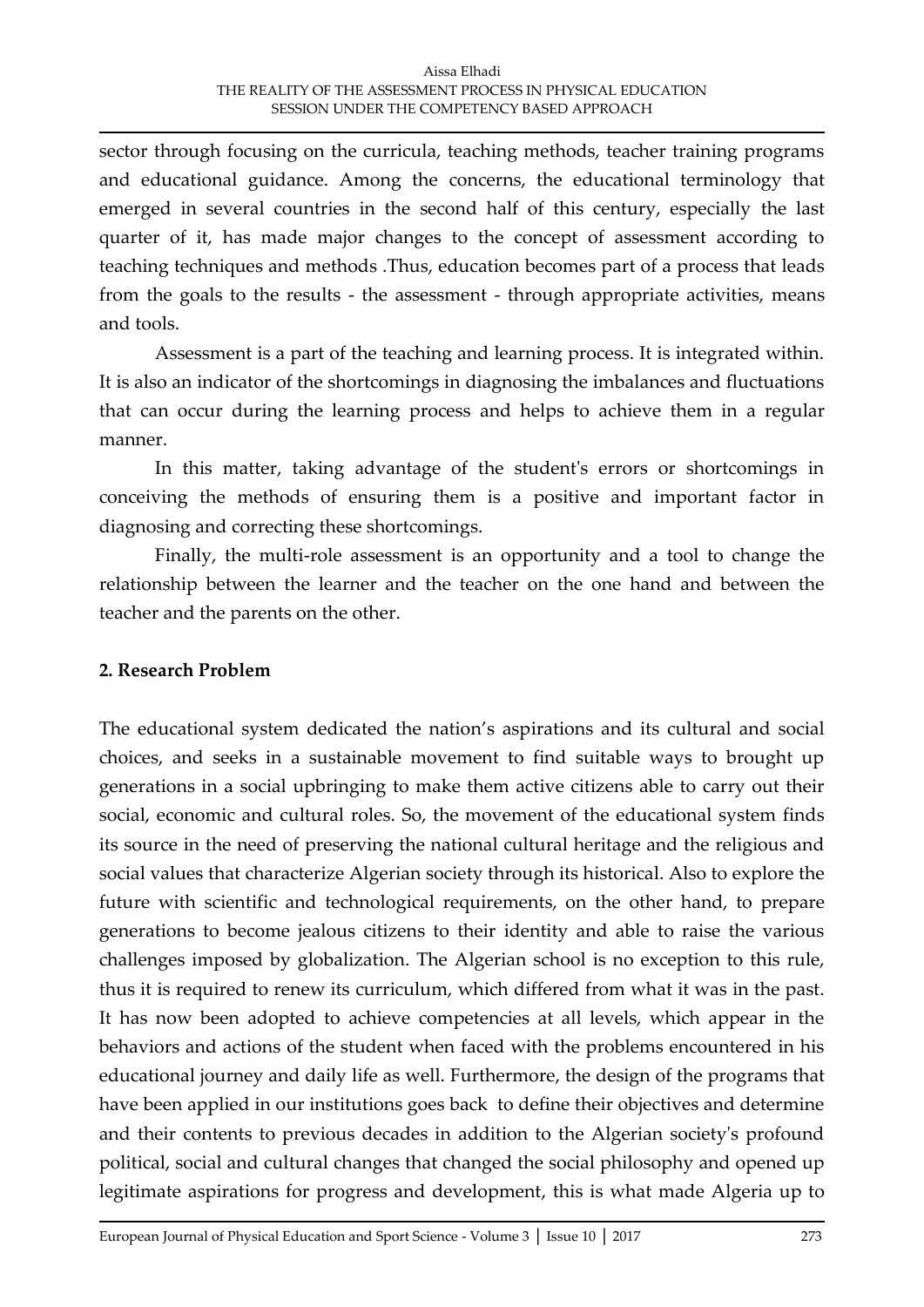sector through focusing on the curricula, teaching methods, teacher training programs and educational guidance. Among the concerns, the educational terminology that emerged in several countries in the second half of this century, especially the last quarter of it, has made major changes to the concept of assessment according to teaching techniques and methods .Thus, education becomes part of a process that leads from the goals to the results - the assessment - through appropriate activities, means and tools.

Assessment is a part of the teaching and learning process. It is integrated within. It is also an indicator of the shortcomings in diagnosing the imbalances and fluctuations that can occur during the learning process and helps to achieve them in a regular manner.

In this matter, taking advantage of the student's errors or shortcomings in conceiving the methods of ensuring them is a positive and important factor in diagnosing and correcting these shortcomings.

Finally, the multi-role assessment is an opportunity and a tool to change the relationship between the learner and the teacher on the one hand and between the teacher and the parents on the other.

## 2. Research Problem

The educational system dedicated the nation's aspirations and its cultural and social choices, and seeks in a sustainable movement to find suitable ways to brought up generations in a social upbringing to make them active citizens able to carry out their social, economic and cultural roles. So, the movement of the educational system finds its source in the need of preserving the national cultural heritage and the religious and social values that characterize Algerian society through its historical. Also to explore the future with scientific and technological requirements, on the other hand, to prepare generations to become jealous citizens to their identity and able to raise the various challenges imposed by globalization. The Algerian school is no exception to this rule, thus it is required to renew its curriculum, which differed from what it was in the past. It has now been adopted to achieve competencies at all levels, which appear in the behaviors and actions of the student when faced with the problems encountered in his educational journey and daily life as well. Furthermore, the design of the programs that have been applied in our institutions goes back to define their objectives and determine and their contents to previous decades in addition to the Algerian society's profound political, social and cultural changes that changed the social philosophy and opened up legitimate aspirations for progress and development, this is what made Algeria up to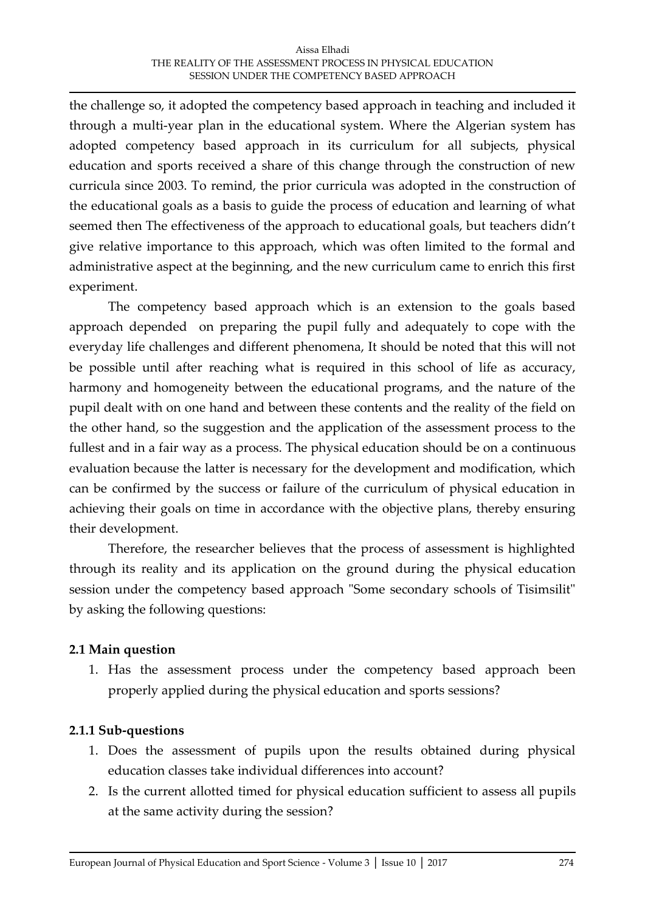the challenge so, it adopted the competency based approach in teaching and included it through a multi-year plan in the educational system. Where the Algerian system has adopted competency based approach in its curriculum for all subjects, physical education and sports received a share of this change through the construction of new curricula since 2003. To remind, the prior curricula was adopted in the construction of the educational goals as a basis to guide the process of education and learning of what seemed then The effectiveness of the approach to educational goals, but teachers didn't give relative importance to this approach, which was often limited to the formal and administrative aspect at the beginning, and the new curriculum came to enrich this first experiment.

The competency based approach which is an extension to the goals based approach depended on preparing the pupil fully and adequately to cope with the everyday life challenges and different phenomena, It should be noted that this will not be possible until after reaching what is required in this school of life as accuracy, harmony and homogeneity between the educational programs, and the nature of the pupil dealt with on one hand and between these contents and the reality of the field on the other hand, so the suggestion and the application of the assessment process to the fullest and in a fair way as a process. The physical education should be on a continuous evaluation because the latter is necessary for the development and modification, which can be confirmed by the success or failure of the curriculum of physical education in achieving their goals on time in accordance with the objective plans, thereby ensuring their development.

Therefore, the researcher believes that the process of assessment is highlighted through its reality and its application on the ground during the physical education session under the competency based approach "Some secondary schools of Tisimsilit" by asking the following questions:

### 2.1 Main question

1. Has the assessment process under the competency based approach been properly applied during the physical education and sports sessions?

#### 2.1.1 Sub-questions

1. Does the assessment of pupils upon the results obtained during physical education classes take individual differences into account?
2. Is the current allotted timed for physical education sufficient to assess all pupils at the same activity during the session?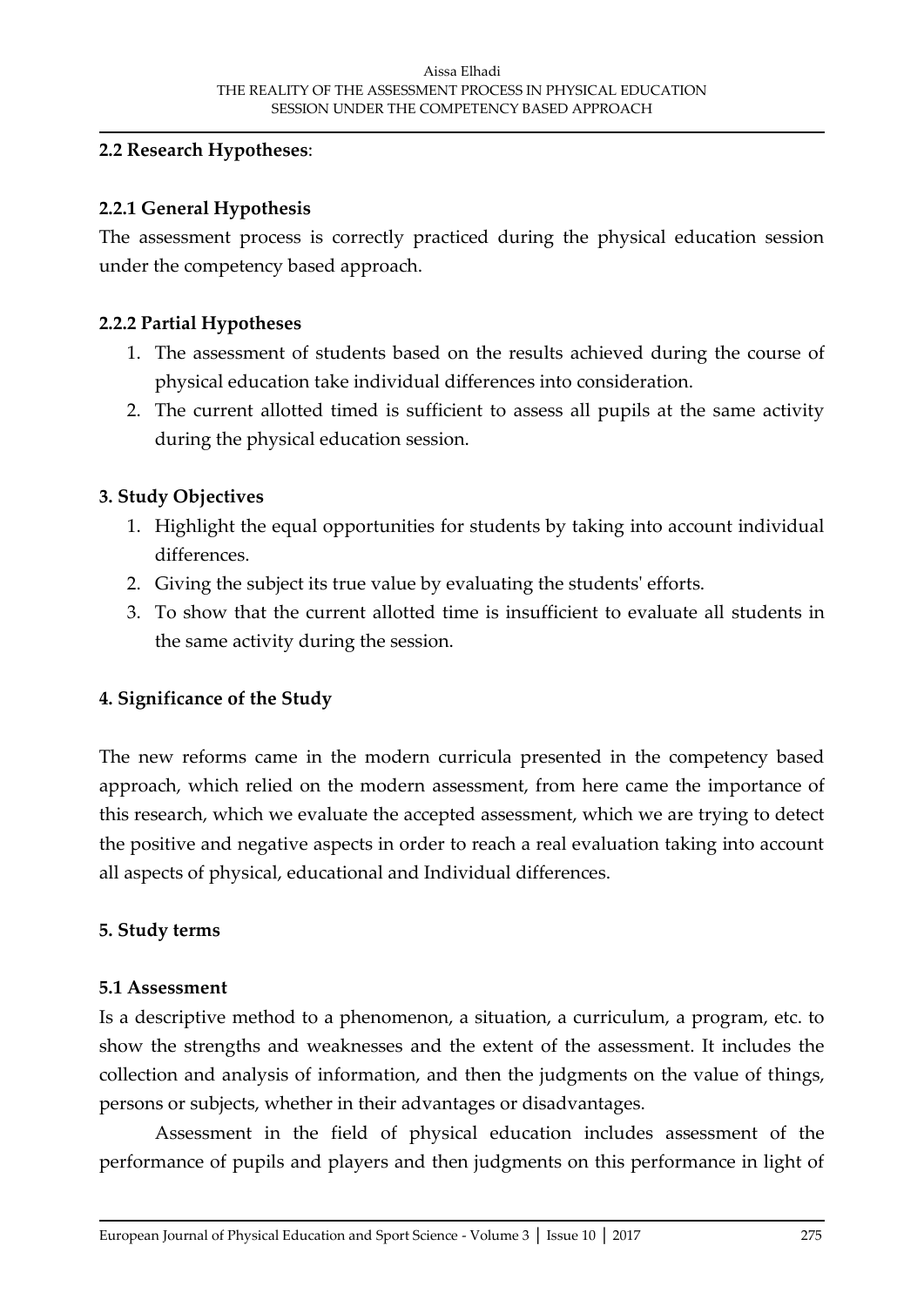**2.2 Research Hypotheses**:

**2.2.1 General Hypothesis**

The assessment process is correctly practiced during the physical education session under the competency based approach.

**2.2.2 Partial Hypotheses**

1. The assessment of students based on the results achieved during the course of physical education take individual differences into consideration.
2. The current allotted timed is sufficient to assess all pupils at the same activity during the physical education session.

**3. Study Objectives**

1. Highlight the equal opportunities for students by taking into account individual differences.
2. Giving the subject its true value by evaluating the students' efforts.
3. To show that the current allotted time is insufficient to evaluate all students in the same activity during the session.

**4. Significance of the Study**

The new reforms came in the modern curricula presented in the competency based approach, which relied on the modern assessment, from here came the importance of this research, which we evaluate the accepted assessment, which we are trying to detect the positive and negative aspects in order to reach a real evaluation taking into account all aspects of physical, educational and Individual differences.

**5. Study terms**

**5.1 Assessment**

Is a descriptive method to a phenomenon, a situation, a curriculum, a program, etc. to show the strengths and weaknesses and the extent of the assessment. It includes the collection and analysis of information, and then the judgments on the value of things, persons or subjects, whether in their advantages or disadvantages.

Assessment in the field of physical education includes assessment of the performance of pupils and players and then judgments on this performance in light of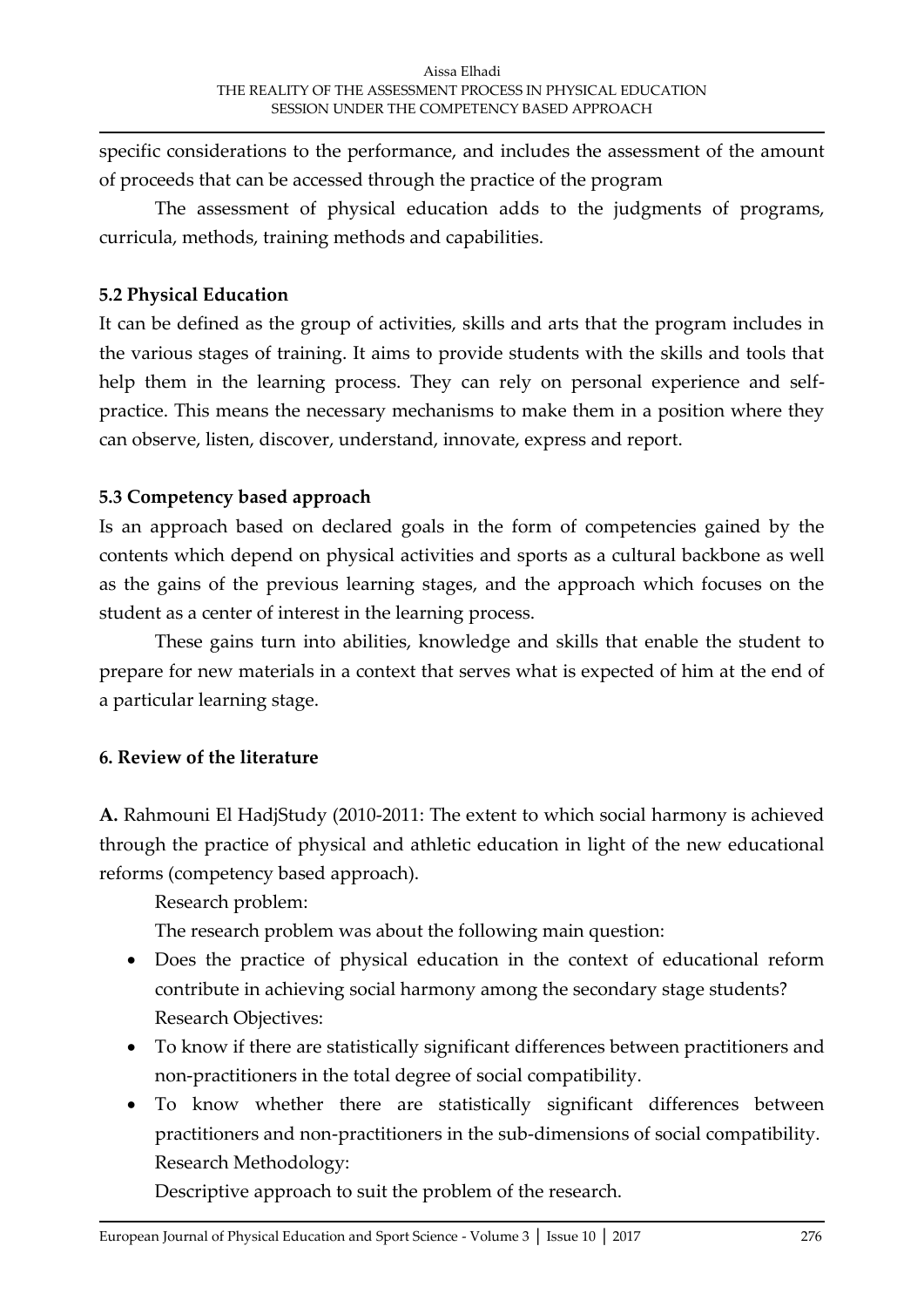specific considerations to the performance, and includes the assessment of the amount of proceeds that can be accessed through the practice of the program

The assessment of physical education adds to the judgments of programs, curricula, methods, training methods and capabilities.

### 5.2 Physical Education

It can be defined as the group of activities, skills and arts that the program includes in the various stages of training. It aims to provide students with the skills and tools that help them in the learning process. They can rely on personal experience and self-practice. This means the necessary mechanisms to make them in a position where they can observe, listen, discover, understand, innovate, express and report.

### 5.3 Competency based approach

Is an approach based on declared goals in the form of competencies gained by the contents which depend on physical activities and sports as a cultural backbone as well as the gains of the previous learning stages, and the approach which focuses on the student as a center of interest in the learning process.

These gains turn into abilities, knowledge and skills that enable the student to prepare for new materials in a context that serves what is expected of him at the end of a particular learning stage.

## 6. Review of the literature

**A.** Rahmouni El HadjStudy (2010-2011: The extent to which social harmony is achieved through the practice of physical and athletic education in light of the new educational reforms (competency based approach).

Research problem:

The research problem was about the following main question:

- Does the practice of physical education in the context of educational reform contribute in achieving social harmony among the secondary stage students?

Research Objectives:

- To know if there are statistically significant differences between practitioners and non-practitioners in the total degree of social compatibility.
- To know whether there are statistically significant differences between practitioners and non-practitioners in the sub-dimensions of social compatibility.

Research Methodology:

Descriptive approach to suit the problem of the research.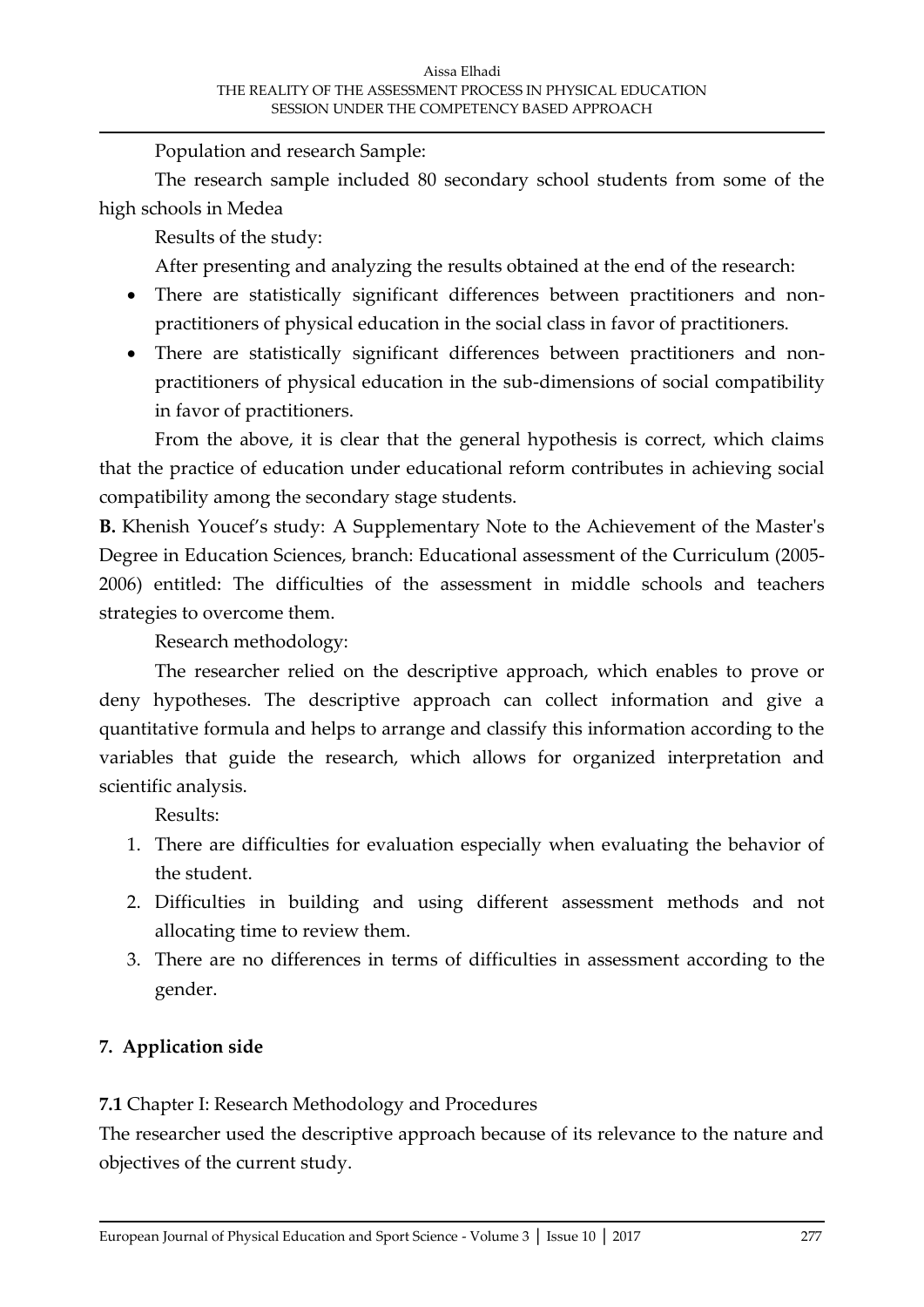Population and research Sample:

The research sample included 80 secondary school students from some of the high schools in Medea

Results of the study:

After presenting and analyzing the results obtained at the end of the research:

- There are statistically significant differences between practitioners and non-practitioners of physical education in the social class in favor of practitioners.
- There are statistically significant differences between practitioners and non-practitioners of physical education in the sub-dimensions of social compatibility in favor of practitioners.

From the above, it is clear that the general hypothesis is correct, which claims that the practice of education under educational reform contributes in achieving social compatibility among the secondary stage students.

**B.** Khenish Youcef's study: A Supplementary Note to the Achievement of the Master's Degree in Education Sciences, branch: Educational assessment of the Curriculum (2005-2006) entitled: The difficulties of the assessment in middle schools and teachers strategies to overcome them.

Research methodology:

The researcher relied on the descriptive approach, which enables to prove or deny hypotheses. The descriptive approach can collect information and give a quantitative formula and helps to arrange and classify this information according to the variables that guide the research, which allows for organized interpretation and scientific analysis.

Results:

1. There are difficulties for evaluation especially when evaluating the behavior of the student.
2. Difficulties in building and using different assessment methods and not allocating time to review them.
3. There are no differences in terms of difficulties in assessment according to the gender.

## 7. Application side

**7.1** Chapter I: Research Methodology and Procedures

The researcher used the descriptive approach because of its relevance to the nature and objectives of the current study.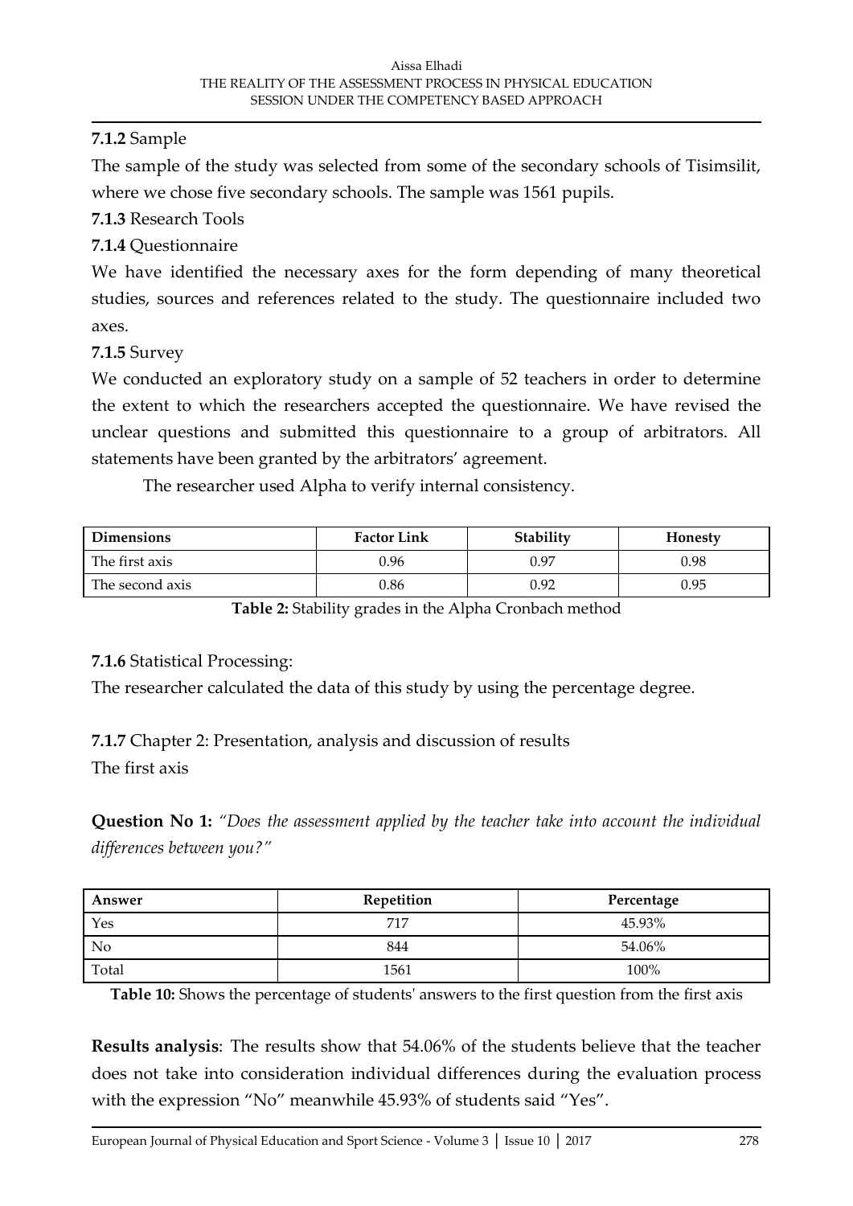**7.1.2** Sample

The sample of the study was selected from some of the secondary schools of Tisimsilit, where we chose five secondary schools. The sample was 1561 pupils.

**7.1.3** Research Tools

**7.1.4** Questionnaire

We have identified the necessary axes for the form depending of many theoretical studies, sources and references related to the study. The questionnaire included two axes.

**7.1.5** Survey

We conducted an exploratory study on a sample of 52 teachers in order to determine the extent to which the researchers accepted the questionnaire. We have revised the unclear questions and submitted this questionnaire to a group of arbitrators. All statements have been granted by the arbitrators' agreement.

The researcher used Alpha to verify internal consistency.

| Dimensions | Factor Link | Stability | Honesty |
|---|---|---|---|
| The first axis | 0.96 | 0.97 | 0.98 |
| The second axis | 0.86 | 0.92 | 0.95 |

**Table 2:** Stability grades in the Alpha Cronbach method

**7.1.6** Statistical Processing:

The researcher calculated the data of this study by using the percentage degree.

**7.1.7** Chapter 2: Presentation, analysis and discussion of results

The first axis

**Question No 1:** *"Does the assessment applied by the teacher take into account the individual differences between you?"*

| Answer | Repetition | Percentage |
|---|---|---|
| Yes | 717 | 45.93% |
| No | 844 | 54.06% |
| Total | 1561 | 100% |

**Table 10:** Shows the percentage of students' answers to the first question from the first axis

**Results analysis**: The results show that 54.06% of the students believe that the teacher does not take into consideration individual differences during the evaluation process with the expression "No" meanwhile 45.93% of students said "Yes".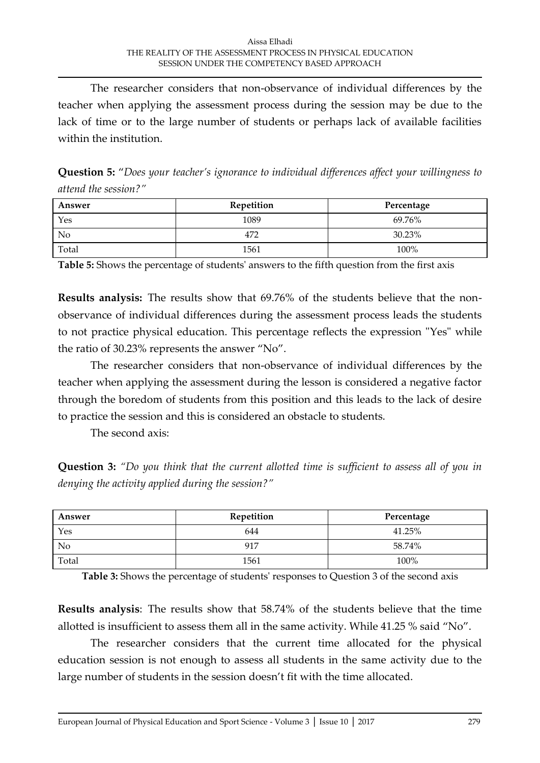The researcher considers that non-observance of individual differences by the teacher when applying the assessment process during the session may be due to the lack of time or to the large number of students or perhaps lack of available facilities within the institution.

**Question 5:** "*Does your teacher's ignorance to individual differences affect your willingness to attend the session?"*

| Answer | Repetition | Percentage |
|---|---|---|
| Yes | 1089 | 69.76% |
| No | 472 | 30.23% |
| Total | 1561 | 100% |

**Table 5:** Shows the percentage of students' answers to the fifth question from the first axis

**Results analysis:** The results show that 69.76% of the students believe that the non-observance of individual differences during the assessment process leads the students to not practice physical education. This percentage reflects the expression "Yes" while the ratio of 30.23% represents the answer "No".

The researcher considers that non-observance of individual differences by the teacher when applying the assessment during the lesson is considered a negative factor through the boredom of students from this position and this leads to the lack of desire to practice the session and this is considered an obstacle to students.

The second axis:

**Question 3:** *"Do you think that the current allotted time is sufficient to assess all of you in denying the activity applied during the session?"*

| Answer | Repetition | Percentage |
|---|---|---|
| Yes | 644 | 41.25% |
| No | 917 | 58.74% |
| Total | 1561 | 100% |

**Table 3:** Shows the percentage of students' responses to Question 3 of the second axis

**Results analysis**: The results show that 58.74% of the students believe that the time allotted is insufficient to assess them all in the same activity. While 41.25 % said "No".

The researcher considers that the current time allocated for the physical education session is not enough to assess all students in the same activity due to the large number of students in the session doesn't fit with the time allocated.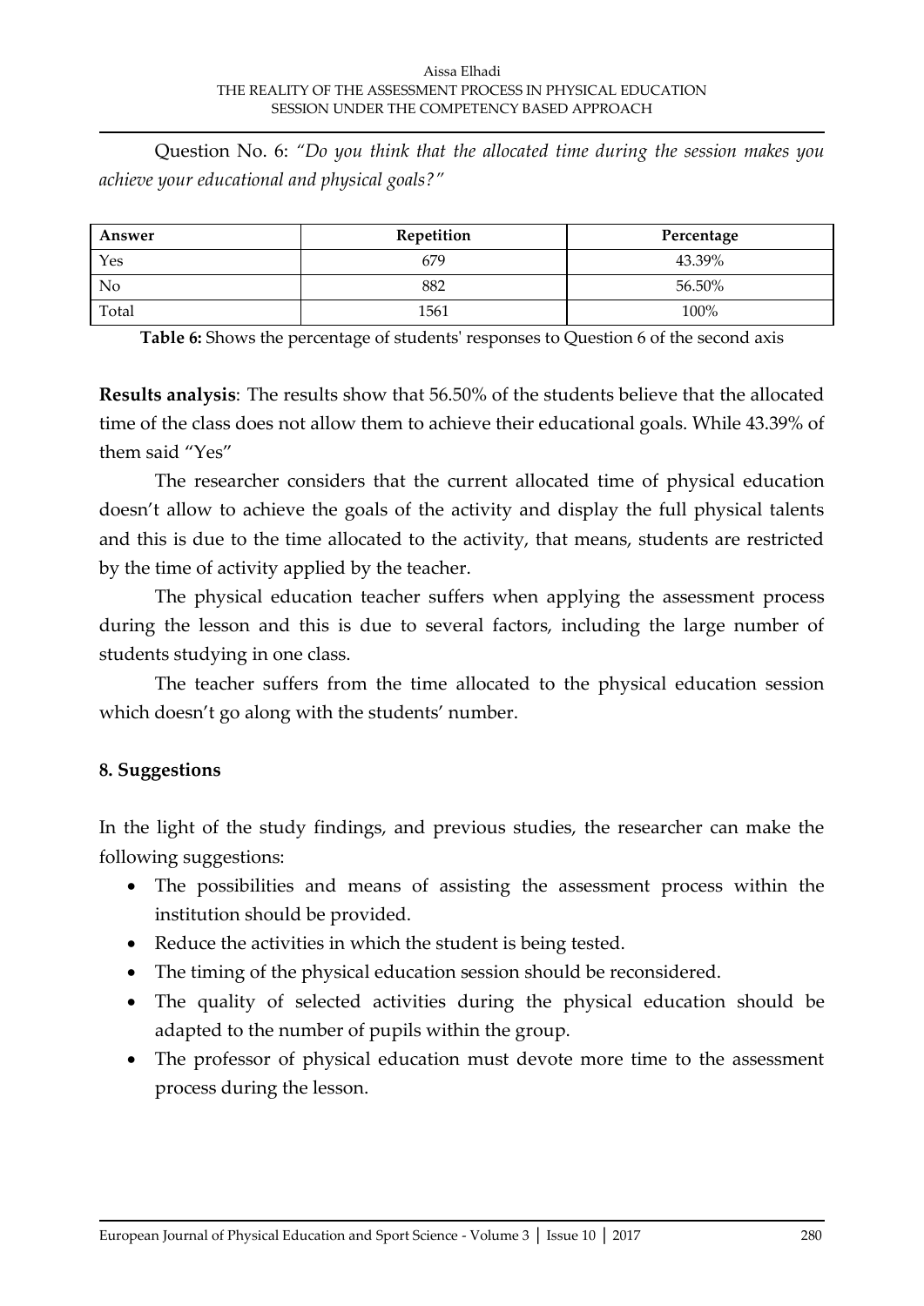Question No. 6: *"Do you think that the allocated time during the session makes you achieve your educational and physical goals?"*

| Answer | Repetition | Percentage |
|---|---|---|
| Yes | 679 | 43.39% |
| No | 882 | 56.50% |
| Total | 1561 | 100% |

**Table 6:** Shows the percentage of students' responses to Question 6 of the second axis

**Results analysis**: The results show that 56.50% of the students believe that the allocated time of the class does not allow them to achieve their educational goals. While 43.39% of them said "Yes"

The researcher considers that the current allocated time of physical education doesn't allow to achieve the goals of the activity and display the full physical talents and this is due to the time allocated to the activity, that means, students are restricted by the time of activity applied by the teacher.

The physical education teacher suffers when applying the assessment process during the lesson and this is due to several factors, including the large number of students studying in one class.

The teacher suffers from the time allocated to the physical education session which doesn't go along with the students' number.

## 8. Suggestions

In the light of the study findings, and previous studies, the researcher can make the following suggestions:

- The possibilities and means of assisting the assessment process within the institution should be provided.
- Reduce the activities in which the student is being tested.
- The timing of the physical education session should be reconsidered.
- The quality of selected activities during the physical education should be adapted to the number of pupils within the group.
- The professor of physical education must devote more time to the assessment process during the lesson.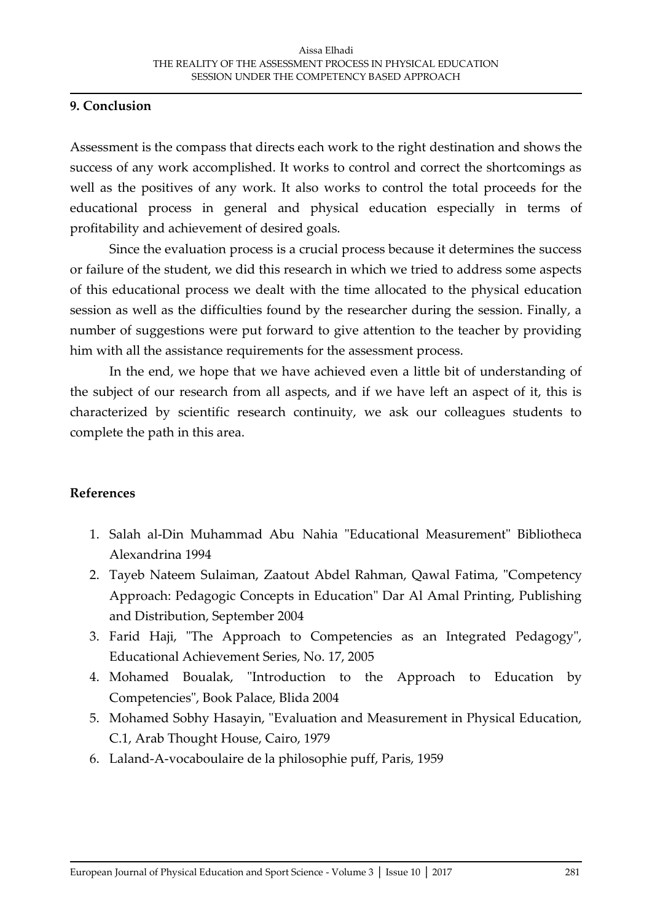## 9. Conclusion

Assessment is the compass that directs each work to the right destination and shows the success of any work accomplished. It works to control and correct the shortcomings as well as the positives of any work. It also works to control the total proceeds for the educational process in general and physical education especially in terms of profitability and achievement of desired goals.

Since the evaluation process is a crucial process because it determines the success or failure of the student, we did this research in which we tried to address some aspects of this educational process we dealt with the time allocated to the physical education session as well as the difficulties found by the researcher during the session. Finally, a number of suggestions were put forward to give attention to the teacher by providing him with all the assistance requirements for the assessment process.

In the end, we hope that we have achieved even a little bit of understanding of the subject of our research from all aspects, and if we have left an aspect of it, this is characterized by scientific research continuity, we ask our colleagues students to complete the path in this area.

## References

1. Salah al-Din Muhammad Abu Nahia "Educational Measurement" Bibliotheca Alexandrina 1994
2. Tayeb Nateem Sulaiman, Zaatout Abdel Rahman, Qawal Fatima, "Competency Approach: Pedagogic Concepts in Education" Dar Al Amal Printing, Publishing and Distribution, September 2004
3. Farid Haji, "The Approach to Competencies as an Integrated Pedagogy", Educational Achievement Series, No. 17, 2005
4. Mohamed Boualak, "Introduction to the Approach to Education by Competencies", Book Palace, Blida 2004
5. Mohamed Sobhy Hasayin, "Evaluation and Measurement in Physical Education, C.1, Arab Thought House, Cairo, 1979
6. Laland-A-vocaboulaire de la philosophie puff, Paris, 1959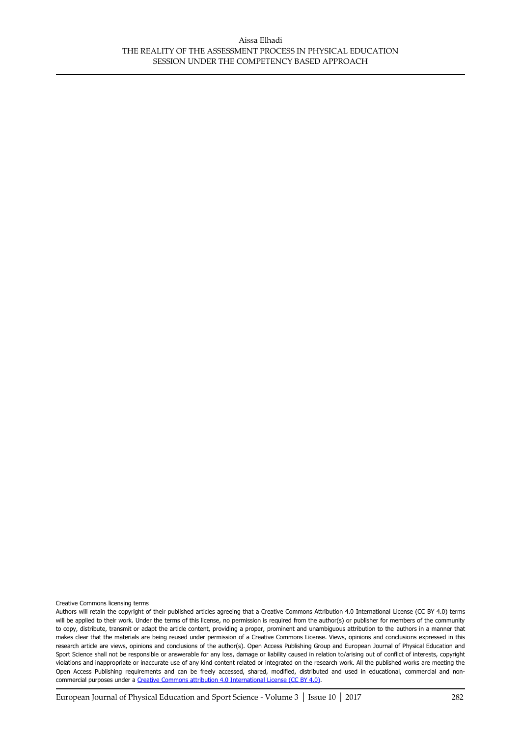Creative Commons licensing terms

Authors will retain the copyright of their published articles agreeing that a Creative Commons Attribution 4.0 International License (CC BY 4.0) terms will be applied to their work. Under the terms of this license, no permission is required from the author(s) or publisher for members of the community to copy, distribute, transmit or adapt the article content, providing a proper, prominent and unambiguous attribution to the authors in a manner that makes clear that the materials are being reused under permission of a Creative Commons License. Views, opinions and conclusions expressed in this research article are views, opinions and conclusions of the author(s). Open Access Publishing Group and European Journal of Physical Education and Sport Science shall not be responsible or answerable for any loss, damage or liability caused in relation to/arising out of conflict of interests, copyright violations and inappropriate or inaccurate use of any kind content related or integrated on the research work. All the published works are meeting the Open Access Publishing requirements and can be freely accessed, shared, modified, distributed and used in educational, commercial and non-commercial purposes under a Creative Commons attribution 4.0 International License (CC BY 4.0).